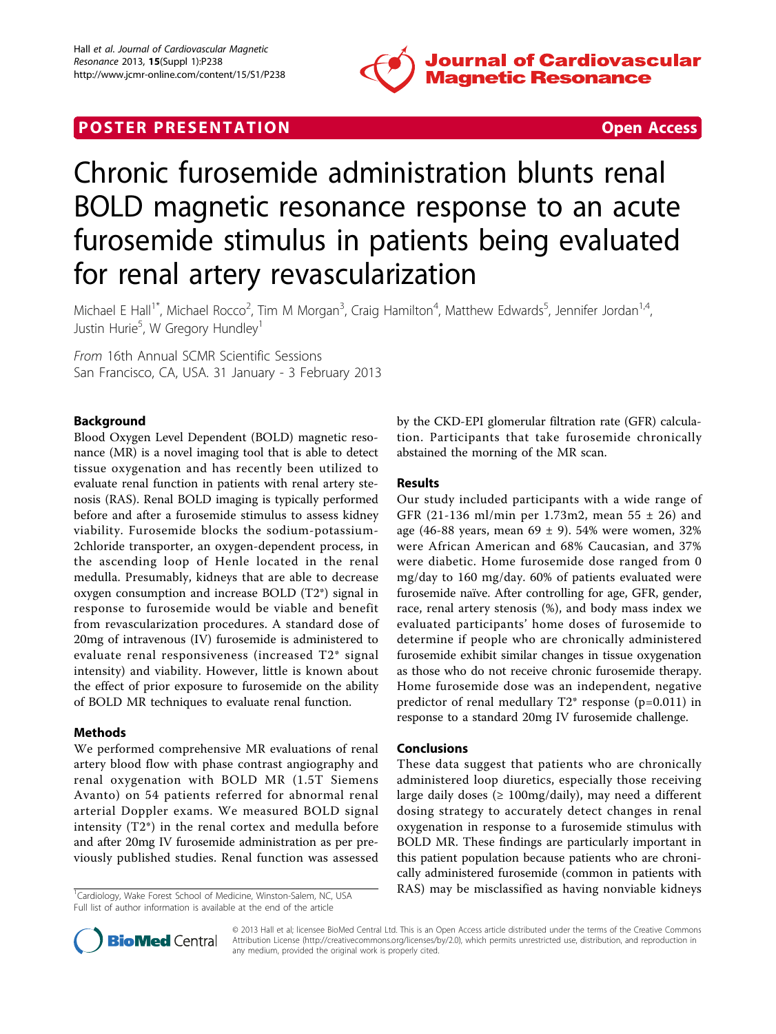POSTER PRESENTATION **Open Access**

# Chronic furosemide administration blunts renal BOLD magnetic resonance response to an acute furosemide stimulus in patients being evaluated for renal artery revascularization

Michael E Hall[1*], Michael Rocco[2], Tim M Morgan[3], Craig Hamilton[4], Matthew Edwards[5], Jennifer Jordan[1,4], Justin Hurie[5], W Gregory Hundley[1]

*From* 16th Annual SCMR Scientific Sessions
San Francisco, CA, USA. 31 January - 3 February 2013

## Background

Blood Oxygen Level Dependent (BOLD) magnetic resonance (MR) is a novel imaging tool that is able to detect tissue oxygenation and has recently been utilized to evaluate renal function in patients with renal artery stenosis (RAS). Renal BOLD imaging is typically performed before and after a furosemide stimulus to assess kidney viability. Furosemide blocks the sodium-potassium-2chloride transporter, an oxygen-dependent process, in the ascending loop of Henle located in the renal medulla. Presumably, kidneys that are able to decrease oxygen consumption and increase BOLD (T2*) signal in response to furosemide would be viable and benefit from revascularization procedures. A standard dose of 20mg of intravenous (IV) furosemide is administered to evaluate renal responsiveness (increased T2* signal intensity) and viability. However, little is known about the effect of prior exposure to furosemide on the ability of BOLD MR techniques to evaluate renal function.

## Methods

We performed comprehensive MR evaluations of renal artery blood flow with phase contrast angiography and renal oxygenation with BOLD MR (1.5T Siemens Avanto) on 54 patients referred for abnormal renal arterial Doppler exams. We measured BOLD signal intensity (T2*) in the renal cortex and medulla before and after 20mg IV furosemide administration as per previously published studies. Renal function was assessed by the CKD-EPI glomerular filtration rate (GFR) calculation. Participants that take furosemide chronically abstained the morning of the MR scan.

## Results

Our study included participants with a wide range of GFR (21-136 ml/min per 1.73m2, mean 55 ± 26) and age (46-88 years, mean 69 ± 9). 54% were women, 32% were African American and 68% Caucasian, and 37% were diabetic. Home furosemide dose ranged from 0 mg/day to 160 mg/day. 60% of patients evaluated were furosemide naïve. After controlling for age, GFR, gender, race, renal artery stenosis (%), and body mass index we evaluated participants' home doses of furosemide to determine if people who are chronically administered furosemide exhibit similar changes in tissue oxygenation as those who do not receive chronic furosemide therapy. Home furosemide dose was an independent, negative predictor of renal medullary T2* response ($p=0.011$) in response to a standard 20mg IV furosemide challenge.

## Conclusions

These data suggest that patients who are chronically administered loop diuretics, especially those receiving large daily doses (≥ 100mg/daily), may need a different dosing strategy to accurately detect changes in renal oxygenation in response to a furosemide stimulus with BOLD MR. These findings are particularly important in this patient population because patients who are chronically administered furosemide (common in patients with RAS) may be misclassified as having nonviable kidneys

[1]Cardiology, Wake Forest School of Medicine, Winston-Salem, NC, USA
Full list of author information is available at the end of the article

© 2013 Hall et al; licensee BioMed Central Ltd. This is an Open Access article distributed under the terms of the Creative Commons Attribution License (http://creativecommons.org/licenses/by/2.0), which permits unrestricted use, distribution, and reproduction in any medium, provided the original work is properly cited.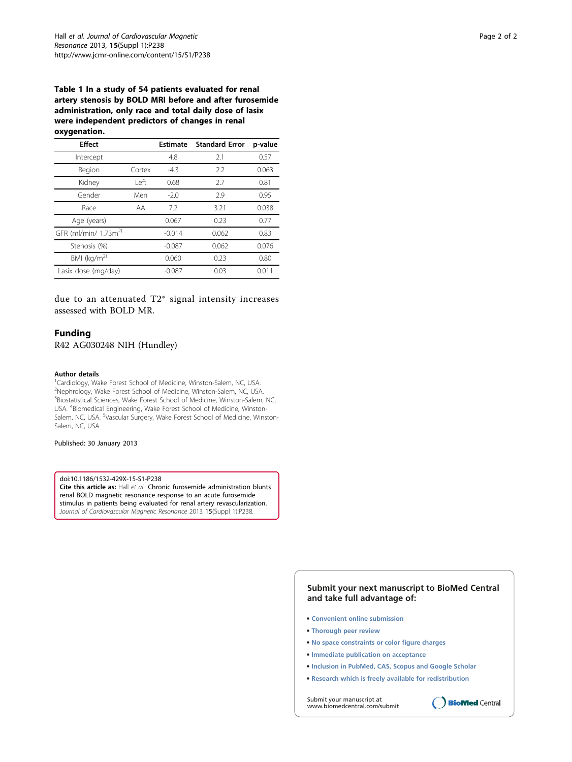**Table 1 In a study of 54 patients evaluated for renal artery stenosis by BOLD MRI before and after furosemide administration, only race and total daily dose of lasix were independent predictors of changes in renal oxygenation.**

| Effect | | Estimate | Standard Error | p-value |
|---|---|---|---|---|
| Intercept | | 4.8 | 2.1 | 0.57 |
| Region | Cortex | -4.3 | 2.2 | 0.063 |
| Kidney | Left | 0.68 | 2.7 | 0.81 |
| Gender | Men | -2.0 | 2.9 | 0.95 |
| Race | AA | 7.2 | 3.21 | 0.038 |
| Age (years) | | 0.067 | 0.23 | 0.77 |
| GFR (ml/min/ $1.73m^{2)}$ | | -0.014 | 0.062 | 0.83 |
| Stenosis (%) | | -0.087 | 0.062 | 0.076 |
| BMI ($kg/m^{2)}$ | | 0.060 | 0.23 | 0.80 |
| Lasix dose (mg/day) | | -0.087 | 0.03 | 0.011 |

due to an attenuated T2* signal intensity increases assessed with BOLD MR.

## Funding

R42 AG030248 NIH (Hundley)

#### Author details

[1]Cardiology, Wake Forest School of Medicine, Winston-Salem, NC, USA. [2]Nephrology, Wake Forest School of Medicine, Winston-Salem, NC, USA. [3]Biostatistical Sciences, Wake Forest School of Medicine, Winston-Salem, NC, USA. [4]Biomedical Engineering, Wake Forest School of Medicine, Winston-Salem, NC, USA. [5]Vascular Surgery, Wake Forest School of Medicine, Winston-Salem, NC, USA.

Published: 30 January 2013

doi:10.1186/1532-429X-15-S1-P238

**Cite this article as:** Hall *et al.*: Chronic furosemide administration blunts renal BOLD magnetic resonance response to an acute furosemide stimulus in patients being evaluated for renal artery revascularization. *Journal of Cardiovascular Magnetic Resonance* 2013 **15**(Suppl 1):P238.

**Submit your next manuscript to BioMed Central and take full advantage of:**

- Convenient online submission
- Thorough peer review
- No space constraints or color figure charges
- Immediate publication on acceptance
- Inclusion in PubMed, CAS, Scopus and Google Scholar
- Research which is freely available for redistribution

Submit your manuscript at www.biomedcentral.com/submit

BioMed Central